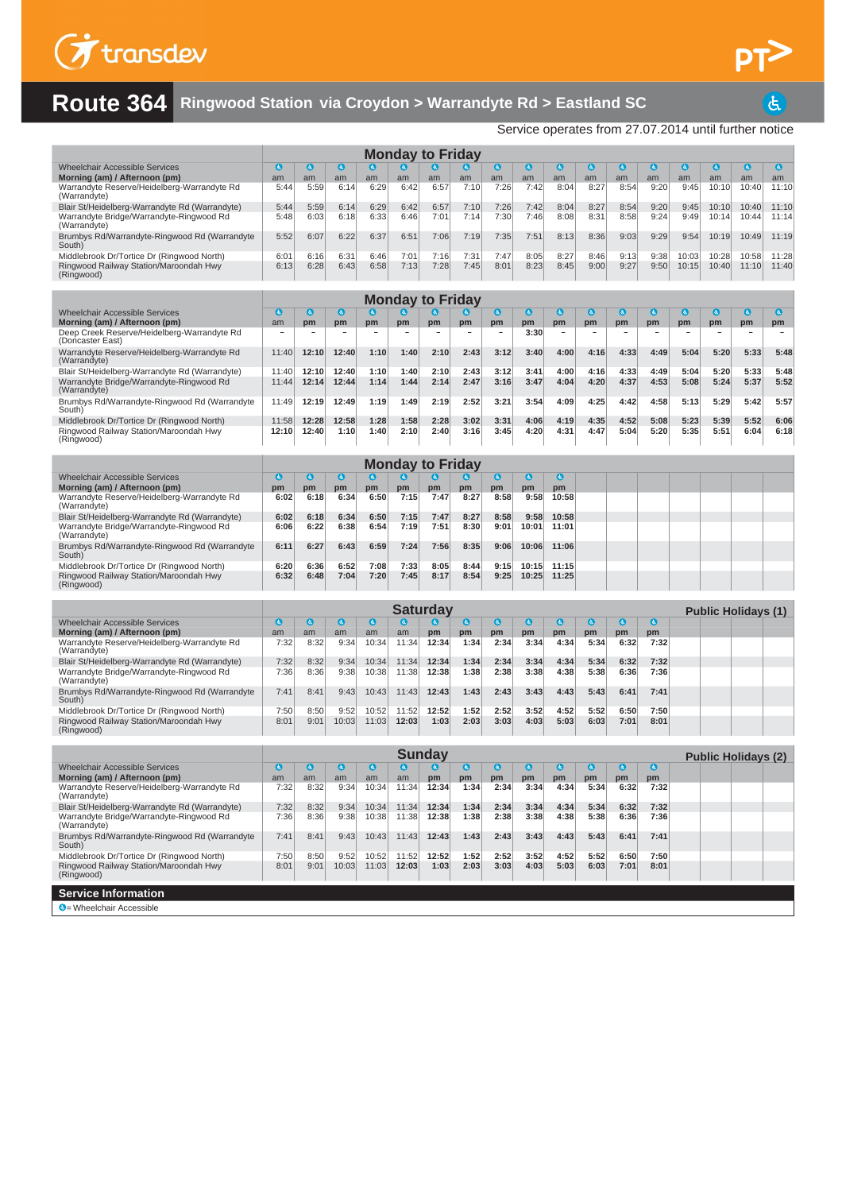transdev

PT>

# Route 364 Ringwood Station via Croydon > Warrandyte Rd > Eastland SC

Service operates from 27.07.2014 until further notice

## Monday to Friday

| Wheelchair Accessible Services | ♿ | ♿ | ♿ | ♿ | ♿ | ♿ | ♿ | ♿ | ♿ | ♿ | ♿ | ♿ | ♿ | ♿ | ♿ | ♿ | ♿ |
|---|---|---|---|---|---|---|---|---|---|---|---|---|---|---|---|---|---|
| Morning (am) / Afternoon (pm) | am | am | am | am | am | am | am | am | am | am | am | am | am | am | am | am | am |
| Warrandyte Reserve/Heidelberg-Warrandyte Rd (Warrandyte) | 5:44 | 5:59 | 6:14 | 6:29 | 6:42 | 6:57 | 7:10 | 7:26 | 7:42 | 8:04 | 8:27 | 8:54 | 9:20 | 9:45 | 10:10 | 10:40 | 11:10 |
| Blair St/Heidelberg-Warrandyte Rd (Warrandyte) | 5:44 | 5:59 | 6:14 | 6:29 | 6:42 | 6:57 | 7:10 | 7:26 | 7:42 | 8:04 | 8:27 | 8:54 | 9:20 | 9:45 | 10:10 | 10:40 | 11:10 |
| Warrandyte Bridge/Warrandyte-Ringwood Rd (Warrandyte) | 5:48 | 6:03 | 6:18 | 6:33 | 6:46 | 7:01 | 7:14 | 7:30 | 7:46 | 8:08 | 8:31 | 8:58 | 9:24 | 9:49 | 10:14 | 10:44 | 11:14 |
| Brumbys Rd/Warrandyte-Ringwood Rd (Warrandyte South) | 5:52 | 6:07 | 6:22 | 6:37 | 6:51 | 7:06 | 7:19 | 7:35 | 7:51 | 8:13 | 8:36 | 9:03 | 9:29 | 9:54 | 10:19 | 10:49 | 11:19 |
| Middlebrook Dr/Tortice Dr (Ringwood North) | 6:01 | 6:16 | 6:31 | 6:46 | 7:01 | 7:16 | 7:31 | 7:47 | 8:05 | 8:27 | 8:46 | 9:13 | 9:38 | 10:03 | 10:28 | 10:58 | 11:28 |
| Ringwood Railway Station/Maroondah Hwy (Ringwood) | 6:13 | 6:28 | 6:43 | 6:58 | 7:13 | 7:28 | 7:45 | 8:01 | 8:23 | 8:45 | 9:00 | 9:27 | 9:50 | 10:15 | 10:40 | 11:10 | 11:40 |

## Monday to Friday

| Wheelchair Accessible Services | ♿ | ♿ | ♿ | ♿ | ♿ | ♿ | ♿ | ♿ | ♿ | ♿ | ♿ | ♿ | ♿ | ♿ | ♿ | ♿ | ♿ |
|---|---|---|---|---|---|---|---|---|---|---|---|---|---|---|---|---|---|
| Morning (am) / Afternoon (pm) | am | pm | pm | pm | pm | pm | pm | pm | pm | pm | pm | pm | pm | pm | pm | pm | pm |
| Deep Creek Reserve/Heidelberg-Warrandyte Rd (Doncaster East) | – | – | – | – | – | – | – | – | 3:30 | – | – | – | – | – | – | – | – |
| Warrandyte Reserve/Heidelberg-Warrandyte Rd (Warrandyte) | 11:40 | 12:10 | 12:40 | 1:10 | 1:40 | 2:10 | 2:43 | 3:12 | 3:40 | 4:00 | 4:16 | 4:33 | 4:49 | 5:04 | 5:20 | 5:33 | 5:48 |
| Blair St/Heidelberg-Warrandyte Rd (Warrandyte) | 11:40 | 12:10 | 12:40 | 1:10 | 1:40 | 2:10 | 2:43 | 3:12 | 3:41 | 4:00 | 4:16 | 4:33 | 4:49 | 5:04 | 5:20 | 5:33 | 5:48 |
| Warrandyte Bridge/Warrandyte-Ringwood Rd (Warrandyte) | 11:44 | 12:14 | 12:44 | 1:14 | 1:44 | 2:14 | 2:47 | 3:16 | 3:47 | 4:04 | 4:20 | 4:37 | 4:53 | 5:08 | 5:24 | 5:37 | 5:52 |
| Brumbys Rd/Warrandyte-Ringwood Rd (Warrandyte South) | 11:49 | 12:19 | 12:49 | 1:19 | 1:49 | 2:19 | 2:52 | 3:21 | 3:54 | 4:09 | 4:25 | 4:42 | 4:58 | 5:13 | 5:29 | 5:42 | 5:57 |
| Middlebrook Dr/Tortice Dr (Ringwood North) | 11:58 | 12:28 | 12:58 | 1:28 | 1:58 | 2:28 | 3:02 | 3:31 | 4:06 | 4:19 | 4:35 | 4:52 | 5:08 | 5:23 | 5:39 | 5:52 | 6:06 |
| Ringwood Railway Station/Maroondah Hwy (Ringwood) | 12:10 | 12:40 | 1:10 | 1:40 | 2:10 | 2:40 | 3:16 | 3:45 | 4:20 | 4:31 | 4:47 | 5:04 | 5:20 | 5:35 | 5:51 | 6:04 | 6:18 |

## Monday to Friday

| Wheelchair Accessible Services | ♿ | ♿ | ♿ | ♿ | ♿ | ♿ | ♿ | ♿ | ♿ | ♿ |
|---|---|---|---|---|---|---|---|---|---|---|
| Morning (am) / Afternoon (pm) | pm | pm | pm | pm | pm | pm | pm | pm | pm | pm |
| Warrandyte Reserve/Heidelberg-Warrandyte Rd (Warrandyte) | 6:02 | 6:18 | 6:34 | 6:50 | 7:15 | 7:47 | 8:27 | 8:58 | 9:58 | 10:58 |
| Blair St/Heidelberg-Warrandyte Rd (Warrandyte) | 6:02 | 6:18 | 6:34 | 6:50 | 7:15 | 7:47 | 8:27 | 8:58 | 9:58 | 10:58 |
| Warrandyte Bridge/Warrandyte-Ringwood Rd (Warrandyte) | 6:06 | 6:22 | 6:38 | 6:54 | 7:19 | 7:51 | 8:30 | 9:01 | 10:01 | 11:01 |
| Brumbys Rd/Warrandyte-Ringwood Rd (Warrandyte South) | 6:11 | 6:27 | 6:43 | 6:59 | 7:24 | 7:56 | 8:35 | 9:06 | 10:06 | 11:06 |
| Middlebrook Dr/Tortice Dr (Ringwood North) | 6:20 | 6:36 | 6:52 | 7:08 | 7:33 | 8:05 | 8:44 | 9:15 | 10:15 | 11:15 |
| Ringwood Railway Station/Maroondah Hwy (Ringwood) | 6:32 | 6:48 | 7:04 | 7:20 | 7:45 | 8:17 | 8:54 | 9:25 | 10:25 | 11:25 |

## Saturday — Public Holidays (1)

| Wheelchair Accessible Services | ♿ | ♿ | ♿ | ♿ | ♿ | ♿ | ♿ | ♿ | ♿ | ♿ | ♿ | ♿ | ♿ |
|---|---|---|---|---|---|---|---|---|---|---|---|---|---|
| Morning (am) / Afternoon (pm) | am | am | am | am | am | pm | pm | pm | pm | pm | pm | pm | pm |
| Warrandyte Reserve/Heidelberg-Warrandyte Rd (Warrandyte) | 7:32 | 8:32 | 9:34 | 10:34 | 11:34 | 12:34 | 1:34 | 2:34 | 3:34 | 4:34 | 5:34 | 6:32 | 7:32 |
| Blair St/Heidelberg-Warrandyte Rd (Warrandyte) | 7:32 | 8:32 | 9:34 | 10:34 | 11:34 | 12:34 | 1:34 | 2:34 | 3:34 | 4:34 | 5:34 | 6:32 | 7:32 |
| Warrandyte Bridge/Warrandyte-Ringwood Rd (Warrandyte) | 7:36 | 8:36 | 9:38 | 10:38 | 11:38 | 12:38 | 1:38 | 2:38 | 3:38 | 4:38 | 5:38 | 6:36 | 7:36 |
| Brumbys Rd/Warrandyte-Ringwood Rd (Warrandyte South) | 7:41 | 8:41 | 9:43 | 10:43 | 11:43 | 12:43 | 1:43 | 2:43 | 3:43 | 4:43 | 5:43 | 6:41 | 7:41 |
| Middlebrook Dr/Tortice Dr (Ringwood North) | 7:50 | 8:50 | 9:52 | 10:52 | 11:52 | 12:52 | 1:52 | 2:52 | 3:52 | 4:52 | 5:52 | 6:50 | 7:50 |
| Ringwood Railway Station/Maroondah Hwy (Ringwood) | 8:01 | 9:01 | 10:03 | 11:03 | 12:03 | 1:03 | 2:03 | 3:03 | 4:03 | 5:03 | 6:03 | 7:01 | 8:01 |

## Sunday — Public Holidays (2)

| Wheelchair Accessible Services | ♿ | ♿ | ♿ | ♿ | ♿ | ♿ | ♿ | ♿ | ♿ | ♿ | ♿ | ♿ | ♿ |
|---|---|---|---|---|---|---|---|---|---|---|---|---|---|
| Morning (am) / Afternoon (pm) | am | am | am | am | am | pm | pm | pm | pm | pm | pm | pm | pm |
| Warrandyte Reserve/Heidelberg-Warrandyte Rd (Warrandyte) | 7:32 | 8:32 | 9:34 | 10:34 | 11:34 | 12:34 | 1:34 | 2:34 | 3:34 | 4:34 | 5:34 | 6:32 | 7:32 |
| Blair St/Heidelberg-Warrandyte Rd (Warrandyte) | 7:32 | 8:32 | 9:34 | 10:34 | 11:34 | 12:34 | 1:34 | 2:34 | 3:34 | 4:34 | 5:34 | 6:32 | 7:32 |
| Warrandyte Bridge/Warrandyte-Ringwood Rd (Warrandyte) | 7:36 | 8:36 | 9:38 | 10:38 | 11:38 | 12:38 | 1:38 | 2:38 | 3:38 | 4:38 | 5:38 | 6:36 | 7:36 |
| Brumbys Rd/Warrandyte-Ringwood Rd (Warrandyte South) | 7:41 | 8:41 | 9:43 | 10:43 | 11:43 | 12:43 | 1:43 | 2:43 | 3:43 | 4:43 | 5:43 | 6:41 | 7:41 |
| Middlebrook Dr/Tortice Dr (Ringwood North) | 7:50 | 8:50 | 9:52 | 10:52 | 11:52 | 12:52 | 1:52 | 2:52 | 3:52 | 4:52 | 5:52 | 6:50 | 7:50 |
| Ringwood Railway Station/Maroondah Hwy (Ringwood) | 8:01 | 9:01 | 10:03 | 11:03 | 12:03 | 1:03 | 2:03 | 3:03 | 4:03 | 5:03 | 6:03 | 7:01 | 8:01 |

## Service Information

♿ = Wheelchair Accessible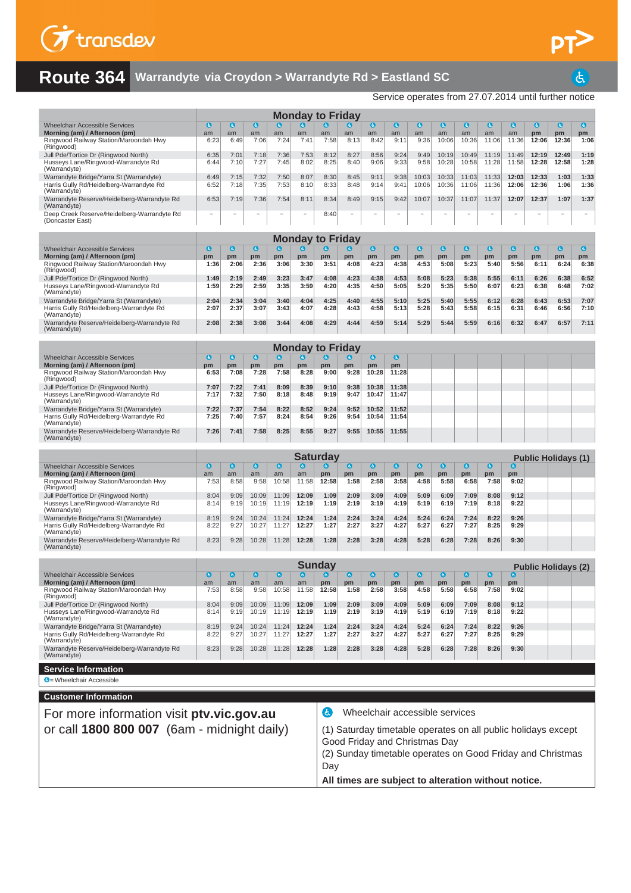# Route 364 Warrandyte via Croydon > Warrandyte Rd > Eastland SC

Service operates from 27.07.2014 until further notice

**Monday to Friday**

| Wheelchair Accessible Services | ♿ | ♿ | ♿ | ♿ | ♿ | ♿ | ♿ | ♿ | ♿ | ♿ | ♿ | ♿ | ♿ | ♿ | ♿ | ♿ | ♿ |
|---|---|---|---|---|---|---|---|---|---|---|---|---|---|---|---|---|---|
| **Morning (am) / Afternoon (pm)** | am | am | am | am | am | am | am | am | am | am | am | am | am | am | pm | pm | pm |
| Ringwood Railway Station/Maroondah Hwy (Ringwood) | 6:23 | 6:49 | 7:06 | 7:24 | 7:41 | 7:58 | 8:13 | 8:42 | 9:11 | 9:36 | 10:06 | 10:36 | 11:06 | 11:36 | **12:06** | **12:36** | **1:06** |
| Jull Pde/Tortice Dr (Ringwood North) | 6:35 | 7:01 | 7:18 | 7:36 | 7:53 | 8:12 | 8:27 | 8:56 | 9:24 | 9:49 | 10:19 | 10:49 | 11:19 | 11:49 | **12:19** | **12:49** | **1:19** |
| Husseys Lane/Ringwood-Warrandyte Rd (Warrandyte) | 6:44 | 7:10 | 7:27 | 7:45 | 8:02 | 8:25 | 8:40 | 9:06 | 9:33 | 9:58 | 10:28 | 10:58 | 11:28 | 11:58 | **12:28** | **12:58** | **1:28** |
| Warrandyte Bridge/Yarra St (Warrandyte) | 6:49 | 7:15 | 7:32 | 7:50 | 8:07 | 8:30 | 8:45 | 9:11 | 9:38 | 10:03 | 10:33 | 11:03 | 11:33 | **12:03** | **12:33** | **1:03** | **1:33** |
| Harris Gully Rd/Heidelberg-Warrandyte Rd (Warrandyte) | 6:52 | 7:18 | 7:35 | 7:53 | 8:10 | 8:33 | 8:48 | 9:14 | 9:41 | 10:06 | 10:36 | 11:06 | 11:36 | **12:06** | **12:36** | **1:06** | **1:36** |
| Warrandyte Reserve/Heidelberg-Warrandyte Rd (Warrandyte) | 6:53 | 7:19 | 7:36 | 7:54 | 8:11 | 8:34 | 8:49 | 9:15 | 9:42 | 10:07 | 10:37 | 11:07 | 11:37 | **12:07** | **12:37** | **1:07** | **1:37** |
| Deep Creek Reserve/Heidelberg-Warrandyte Rd (Doncaster East) | - | - | - | - | - | 8:40 | - | - | - | - | - | - | - | - | - | - | - |

**Monday to Friday**

| Wheelchair Accessible Services | ♿ | ♿ | ♿ | ♿ | ♿ | ♿ | ♿ | ♿ | ♿ | ♿ | ♿ | ♿ | ♿ | ♿ | ♿ | ♿ | ♿ |
|---|---|---|---|---|---|---|---|---|---|---|---|---|---|---|---|---|---|
| **Morning (am) / Afternoon (pm)** | pm | pm | pm | pm | pm | pm | pm | pm | pm | pm | pm | pm | pm | pm | pm | pm | pm |
| Ringwood Railway Station/Maroondah Hwy (Ringwood) | **1:36** | **2:06** | **2:36** | **3:06** | **3:30** | **3:51** | **4:08** | **4:23** | **4:38** | **4:53** | **5:08** | **5:23** | **5:40** | **5:56** | **6:11** | **6:24** | **6:38** |
| Jull Pde/Tortice Dr (Ringwood North) | **1:49** | **2:19** | **2:49** | **3:23** | **3:47** | **4:08** | **4:23** | **4:38** | **4:53** | **5:08** | **5:23** | **5:38** | **5:55** | **6:11** | **6:26** | **6:38** | **6:52** |
| Husseys Lane/Ringwood-Warrandyte Rd (Warrandyte) | **1:59** | **2:29** | **2:59** | **3:35** | **3:59** | **4:20** | **4:35** | **4:50** | **5:05** | **5:20** | **5:35** | **5:50** | **6:07** | **6:23** | **6:38** | **6:48** | **7:02** |
| Warrandyte Bridge/Yarra St (Warrandyte) | **2:04** | **2:34** | **3:04** | **3:40** | **4:04** | **4:25** | **4:40** | **4:55** | **5:10** | **5:25** | **5:40** | **5:55** | **6:12** | **6:28** | **6:43** | **6:53** | **7:07** |
| Harris Gully Rd/Heidelberg-Warrandyte Rd (Warrandyte) | **2:07** | **2:37** | **3:07** | **3:43** | **4:07** | **4:28** | **4:43** | **4:58** | **5:13** | **5:28** | **5:43** | **5:58** | **6:15** | **6:31** | **6:46** | **6:56** | **7:10** |
| Warrandyte Reserve/Heidelberg-Warrandyte Rd (Warrandyte) | **2:08** | **2:38** | **3:08** | **3:44** | **4:08** | **4:29** | **4:44** | **4:59** | **5:14** | **5:29** | **5:44** | **5:59** | **6:16** | **6:32** | **6:47** | **6:57** | **7:11** |

**Monday to Friday**

| Wheelchair Accessible Services | ♿ | ♿ | ♿ | ♿ | ♿ | ♿ | ♿ | ♿ | ♿ |
|---|---|---|---|---|---|---|---|---|---|
| **Morning (am) / Afternoon (pm)** | pm | pm | pm | pm | pm | pm | pm | pm | pm |
| Ringwood Railway Station/Maroondah Hwy (Ringwood) | **6:53** | **7:08** | **7:28** | **7:58** | **8:28** | **9:00** | **9:28** | **10:28** | **11:28** |
| Jull Pde/Tortice Dr (Ringwood North) | **7:07** | **7:22** | **7:41** | **8:09** | **8:39** | **9:10** | **9:38** | **10:38** | **11:38** |
| Husseys Lane/Ringwood-Warrandyte Rd (Warrandyte) | **7:17** | **7:32** | **7:50** | **8:18** | **8:48** | **9:19** | **9:47** | **10:47** | **11:47** |
| Warrandyte Bridge/Yarra St (Warrandyte) | **7:22** | **7:37** | **7:54** | **8:22** | **8:52** | **9:24** | **9:52** | **10:52** | **11:52** |
| Harris Gully Rd/Heidelberg-Warrandyte Rd (Warrandyte) | **7:25** | **7:40** | **7:57** | **8:24** | **8:54** | **9:26** | **9:54** | **10:54** | **11:54** |
| Warrandyte Reserve/Heidelberg-Warrandyte Rd (Warrandyte) | **7:26** | **7:41** | **7:58** | **8:25** | **8:55** | **9:27** | **9:55** | **10:55** | **11:55** |

**Saturday** — Public Holidays (1)

| Wheelchair Accessible Services | ♿ | ♿ | ♿ | ♿ | ♿ | ♿ | ♿ | ♿ | ♿ | ♿ | ♿ | ♿ | ♿ | ♿ |
|---|---|---|---|---|---|---|---|---|---|---|---|---|---|---|
| **Morning (am) / Afternoon (pm)** | am | am | am | am | am | pm | pm | pm | pm | pm | pm | pm | pm | pm |
| Ringwood Railway Station/Maroondah Hwy (Ringwood) | 7:53 | 8:58 | 9:58 | 10:58 | 11:58 | **12:58** | **1:58** | **2:58** | **3:58** | **4:58** | **5:58** | **6:58** | **7:58** | **9:02** |
| Jull Pde/Tortice Dr (Ringwood North) | 8:04 | 9:09 | 10:09 | 11:09 | **12:09** | **1:09** | **2:09** | **3:09** | **4:09** | **5:09** | **6:09** | **7:09** | **8:08** | **9:12** |
| Husseys Lane/Ringwood-Warrandyte Rd (Warrandyte) | 8:14 | 9:19 | 10:19 | 11:19 | **12:19** | **1:19** | **2:19** | **3:19** | **4:19** | **5:19** | **6:19** | **7:19** | **8:18** | **9:22** |
| Warrandyte Bridge/Yarra St (Warrandyte) | 8:19 | 9:24 | 10:24 | 11:24 | **12:24** | **1:24** | **2:24** | **3:24** | **4:24** | **5:24** | **6:24** | **7:24** | **8:22** | **9:26** |
| Harris Gully Rd/Heidelberg-Warrandyte Rd (Warrandyte) | 8:22 | 9:27 | 10:27 | 11:27 | **12:27** | **1:27** | **2:27** | **3:27** | **4:27** | **5:27** | **6:27** | **7:27** | **8:25** | **9:29** |
| Warrandyte Reserve/Heidelberg-Warrandyte Rd (Warrandyte) | 8:23 | 9:28 | 10:28 | 11:28 | **12:28** | **1:28** | **2:28** | **3:28** | **4:28** | **5:28** | **6:28** | **7:28** | **8:26** | **9:30** |

**Sunday** — Public Holidays (2)

| Wheelchair Accessible Services | ♿ | ♿ | ♿ | ♿ | ♿ | ♿ | ♿ | ♿ | ♿ | ♿ | ♿ | ♿ | ♿ | ♿ |
|---|---|---|---|---|---|---|---|---|---|---|---|---|---|---|
| **Morning (am) / Afternoon (pm)** | am | am | am | am | am | pm | pm | pm | pm | pm | pm | pm | pm | pm |
| Ringwood Railway Station/Maroondah Hwy (Ringwood) | 7:53 | 8:58 | 9:58 | 10:58 | 11:58 | **12:58** | **1:58** | **2:58** | **3:58** | **4:58** | **5:58** | **6:58** | **7:58** | **9:02** |
| Jull Pde/Tortice Dr (Ringwood North) | 8:04 | 9:09 | 10:09 | 11:09 | **12:09** | **1:09** | **2:09** | **3:09** | **4:09** | **5:09** | **6:09** | **7:09** | **8:08** | **9:12** |
| Husseys Lane/Ringwood-Warrandyte Rd (Warrandyte) | 8:14 | 9:19 | 10:19 | 11:19 | **12:19** | **1:19** | **2:19** | **3:19** | **4:19** | **5:19** | **6:19** | **7:19** | **8:18** | **9:22** |
| Warrandyte Bridge/Yarra St (Warrandyte) | 8:19 | 9:24 | 10:24 | 11:24 | **12:24** | **1:24** | **2:24** | **3:24** | **4:24** | **5:24** | **6:24** | **7:24** | **8:22** | **9:26** |
| Harris Gully Rd/Heidelberg-Warrandyte Rd (Warrandyte) | 8:22 | 9:27 | 10:27 | 11:27 | **12:27** | **1:27** | **2:27** | **3:27** | **4:27** | **5:27** | **6:27** | **7:27** | **8:25** | **9:29** |
| Warrandyte Reserve/Heidelberg-Warrandyte Rd (Warrandyte) | 8:23 | 9:28 | 10:28 | 11:28 | **12:28** | **1:28** | **2:28** | **3:28** | **4:28** | **5:28** | **6:28** | **7:28** | **8:26** | **9:30** |

## Service Information

♿ = Wheelchair Accessible

## Customer Information

For more information visit **ptv.vic.gov.au** or call **1800 800 007** (6am - midnight daily)

♿ Wheelchair accessible services

(1) Saturday timetable operates on all public holidays except Good Friday and Christmas Day

(2) Sunday timetable operates on Good Friday and Christmas Day

**All times are subject to alteration without notice.**